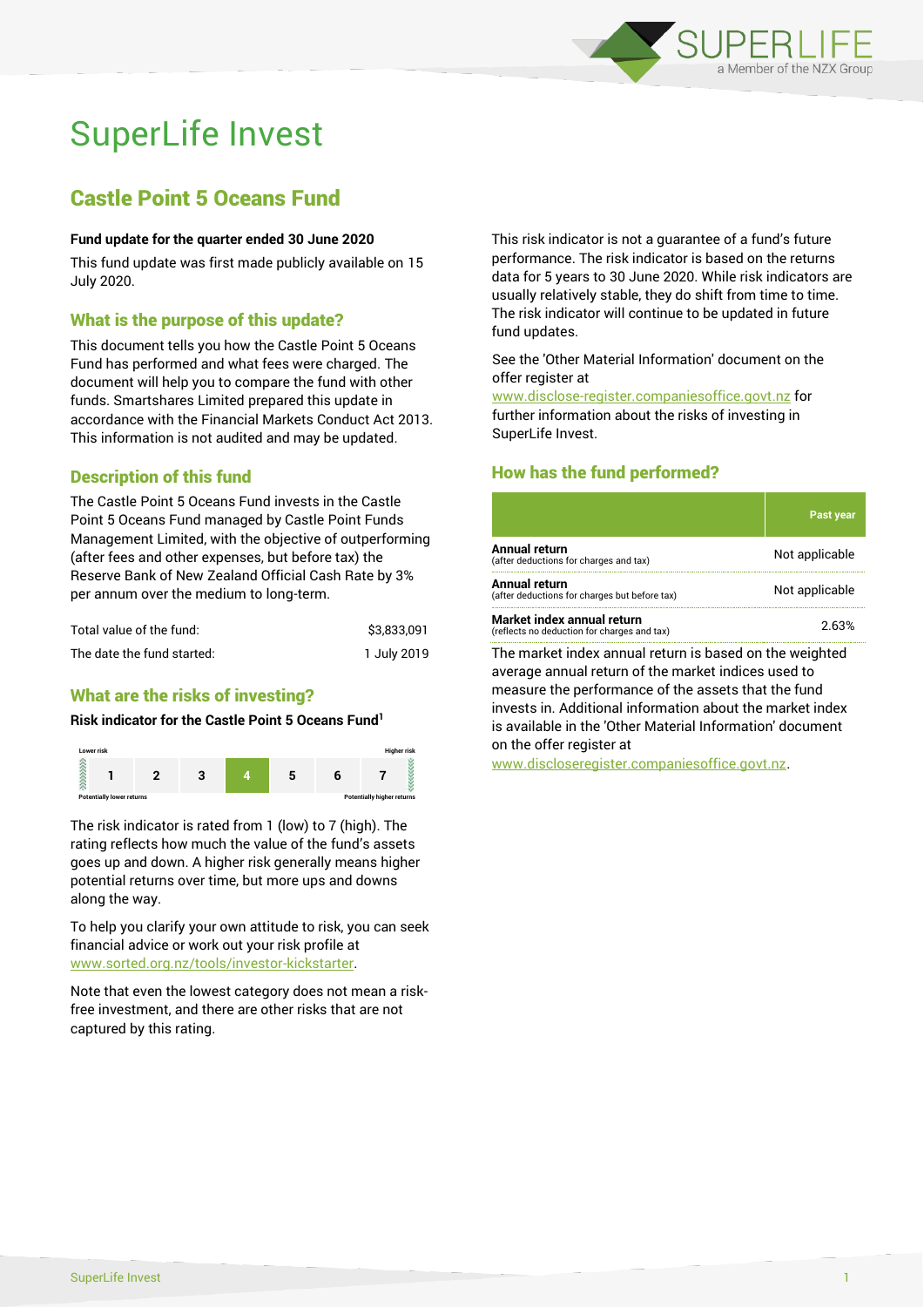# SuperLife Invest

## Castle Point 5 Oceans Fund

**Fund update for the quarter ended 30 June 2020**

This fund update was first made publicly available on 15 July 2020.

### What is the purpose of this update?

This document tells you how the Castle Point 5 Oceans Fund has performed and what fees were charged. The document will help you to compare the fund with other funds. Smartshares Limited prepared this update in accordance with the Financial Markets Conduct Act 2013. This information is not audited and may be updated.

### Description of this fund

The Castle Point 5 Oceans Fund invests in the Castle Point 5 Oceans Fund managed by Castle Point Funds Management Limited, with the objective of outperforming (after fees and other expenses, but before tax) the Reserve Bank of New Zealand Official Cash Rate by 3% per annum over the medium to long-term.

| | |
|---|---|
| Total value of the fund: | $3,833,091 |
| The date the fund started: | 1 July 2019 |

### What are the risks of investing?

**Risk indicator for the Castle Point 5 Oceans Fund[1]**

| Lower risk | | | | | | Higher risk |
|---|---|---|---|---|---|---|
| 1 | 2 | 3 | **4** | 5 | 6 | 7 |
| Potentially lower returns | | | | | | Potentially higher returns |

The risk indicator is rated from 1 (low) to 7 (high). The rating reflects how much the value of the fund's assets goes up and down. A higher risk generally means higher potential returns over time, but more ups and downs along the way.

To help you clarify your own attitude to risk, you can seek financial advice or work out your risk profile at www.sorted.org.nz/tools/investor-kickstarter.

Note that even the lowest category does not mean a risk-free investment, and there are other risks that are not captured by this rating.

This risk indicator is not a guarantee of a fund's future performance. The risk indicator is based on the returns data for 5 years to 30 June 2020. While risk indicators are usually relatively stable, they do shift from time to time. The risk indicator will continue to be updated in future fund updates.

See the 'Other Material Information' document on the offer register at www.disclose-register.companiesoffice.govt.nz for further information about the risks of investing in SuperLife Invest.

### How has the fund performed?

| | Past year |
|---|---|
| **Annual return** (after deductions for charges and tax) | Not applicable |
| **Annual return** (after deductions for charges but before tax) | Not applicable |
| **Market index annual return** (reflects no deduction for charges and tax) | 2.63% |

The market index annual return is based on the weighted average annual return of the market indices used to measure the performance of the assets that the fund invests in. Additional information about the market index is available in the 'Other Material Information' document on the offer register at www.discloseregister.companiesoffice.govt.nz.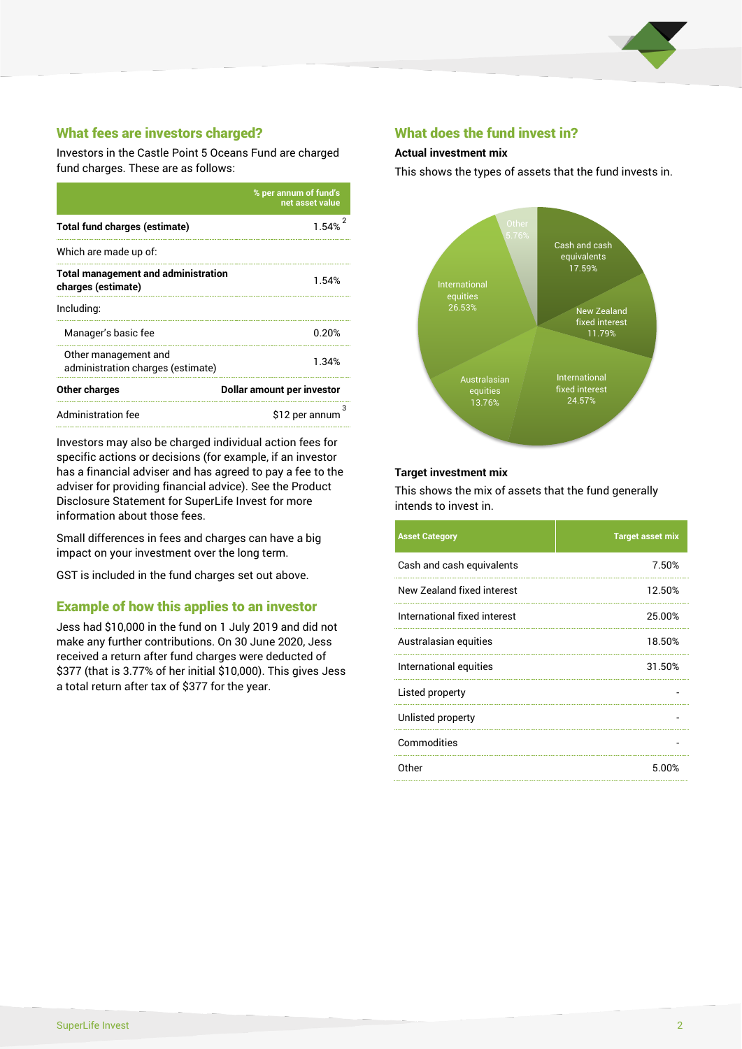## What fees are investors charged?

Investors in the Castle Point 5 Oceans Fund are charged fund charges. These are as follows:

| | % per annum of fund's net asset value |
|---|---|
| **Total fund charges (estimate)** | 1.54% [2] |
| Which are made up of: | |
| **Total management and administration charges (estimate)** | 1.54% |
| Including: | |
| Manager's basic fee | 0.20% |
| Other management and administration charges (estimate) | 1.34% |
| **Other charges** | **Dollar amount per investor** |
| Administration fee | $12 per annum [3] |

Investors may also be charged individual action fees for specific actions or decisions (for example, if an investor has a financial adviser and has agreed to pay a fee to the adviser for providing financial advice). See the Product Disclosure Statement for SuperLife Invest for more information about those fees.

Small differences in fees and charges can have a big impact on your investment over the long term.

GST is included in the fund charges set out above.

## Example of how this applies to an investor

Jess had $10,000 in the fund on 1 July 2019 and did not make any further contributions. On 30 June 2020, Jess received a return after fund charges were deducted of $377 (that is 3.77% of her initial $10,000). This gives Jess a total return after tax of $377 for the year.

## What does the fund invest in?

**Actual investment mix**

This shows the types of assets that the fund invests in.

- Cash and cash equivalents 17.59%
- New Zealand fixed interest 11.79%
- International fixed interest 24.57%
- Australasian equities 13.76%
- International equities 26.53%
- Other 5.76%

**Target investment mix**

This shows the mix of assets that the fund generally intends to invest in.

| Asset Category | Target asset mix |
|---|---|
| Cash and cash equivalents | 7.50% |
| New Zealand fixed interest | 12.50% |
| International fixed interest | 25.00% |
| Australasian equities | 18.50% |
| International equities | 31.50% |
| Listed property | - |
| Unlisted property | - |
| Commodities | - |
| Other | 5.00% |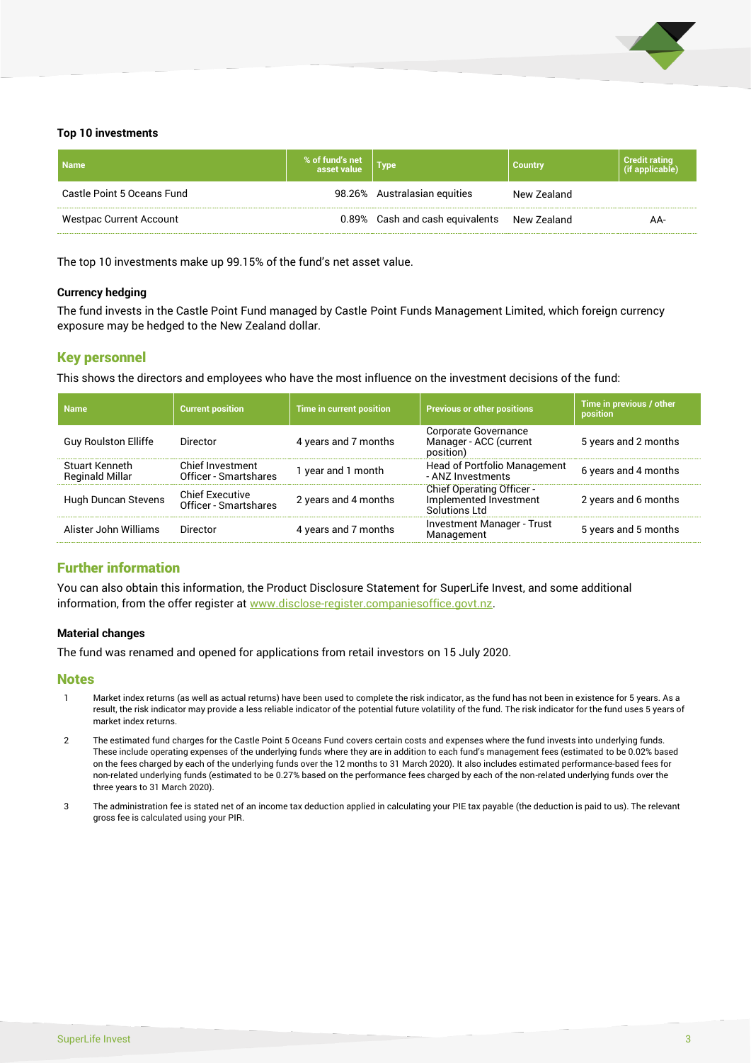### Top 10 investments

| Name | % of fund's net asset value | Type | Country | Credit rating (if applicable) |
|---|---|---|---|---|
| Castle Point 5 Oceans Fund | 98.26% | Australasian equities | New Zealand | |
| Westpac Current Account | 0.89% | Cash and cash equivalents | New Zealand | AA- |

The top 10 investments make up 99.15% of the fund's net asset value.

### Currency hedging

The fund invests in the Castle Point Fund managed by Castle Point Funds Management Limited, which foreign currency exposure may be hedged to the New Zealand dollar.

## Key personnel

This shows the directors and employees who have the most influence on the investment decisions of the fund:

| Name | Current position | Time in current position | Previous or other positions | Time in previous / other position |
|---|---|---|---|---|
| Guy Roulston Elliffe | Director | 4 years and 7 months | Corporate Governance Manager - ACC (current position) | 5 years and 2 months |
| Stuart Kenneth Reginald Millar | Chief Investment Officer - Smartshares | 1 year and 1 month | Head of Portfolio Management - ANZ Investments | 6 years and 4 months |
| Hugh Duncan Stevens | Chief Executive Officer - Smartshares | 2 years and 4 months | Chief Operating Officer - Implemented Investment Solutions Ltd | 2 years and 6 months |
| Alister John Williams | Director | 4 years and 7 months | Investment Manager - Trust Management | 5 years and 5 months |

## Further information

You can also obtain this information, the Product Disclosure Statement for SuperLife Invest, and some additional information, from the offer register at www.disclose-register.companiesoffice.govt.nz.

### Material changes

The fund was renamed and opened for applications from retail investors on 15 July 2020.

## Notes

1. Market index returns (as well as actual returns) have been used to complete the risk indicator, as the fund has not been in existence for 5 years. As a result, the risk indicator may provide a less reliable indicator of the potential future volatility of the fund. The risk indicator for the fund uses 5 years of market index returns.
2. The estimated fund charges for the Castle Point 5 Oceans Fund covers certain costs and expenses where the fund invests into underlying funds. These include operating expenses of the underlying funds where they are in addition to each fund's management fees (estimated to be 0.02% based on the fees charged by each of the underlying funds over the 12 months to 31 March 2020). It also includes estimated performance-based fees for non-related underlying funds (estimated to be 0.27% based on the performance fees charged by each of the non-related underlying funds over the three years to 31 March 2020).
3. The administration fee is stated net of an income tax deduction applied in calculating your PIE tax payable (the deduction is paid to us). The relevant gross fee is calculated using your PIR.